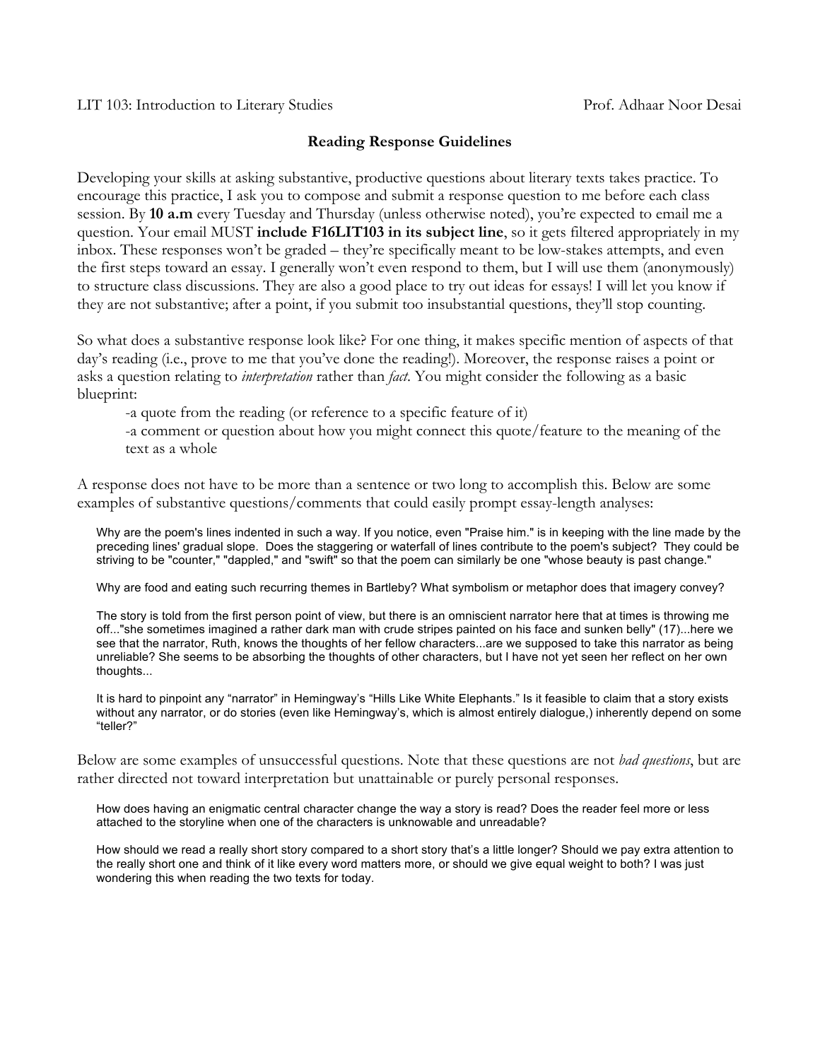LIT 103: Introduction to Literary Studies Prof. Adhaar Noor Desai

## Reading Response Guidelines

Developing your skills at asking substantive, productive questions about literary texts takes practice. To encourage this practice, I ask you to compose and submit a response question to me before each class session. By **10 a.m** every Tuesday and Thursday (unless otherwise noted), you're expected to email me a question. Your email MUST **include F16LIT103 in its subject line**, so it gets filtered appropriately in my inbox. These responses won't be graded – they're specifically meant to be low-stakes attempts, and even the first steps toward an essay. I generally won't even respond to them, but I will use them (anonymously) to structure class discussions. They are also a good place to try out ideas for essays! I will let you know if they are not substantive; after a point, if you submit too insubstantial questions, they'll stop counting.

So what does a substantive response look like? For one thing, it makes specific mention of aspects of that day's reading (i.e., prove to me that you've done the reading!). Moreover, the response raises a point or asks a question relating to *interpretation* rather than *fact*. You might consider the following as a basic blueprint:

> -a quote from the reading (or reference to a specific feature of it)
>
> -a comment or question about how you might connect this quote/feature to the meaning of the text as a whole

A response does not have to be more than a sentence or two long to accomplish this. Below are some examples of substantive questions/comments that could easily prompt essay-length analyses:

> Why are the poem's lines indented in such a way. If you notice, even "Praise him." is in keeping with the line made by the preceding lines' gradual slope. Does the staggering or waterfall of lines contribute to the poem's subject? They could be striving to be "counter," "dappled," and "swift" so that the poem can similarly be one "whose beauty is past change."
>
> Why are food and eating such recurring themes in Bartleby? What symbolism or metaphor does that imagery convey?
>
> The story is told from the first person point of view, but there is an omniscient narrator here that at times is throwing me off..."she sometimes imagined a rather dark man with crude stripes painted on his face and sunken belly" (17)...here we see that the narrator, Ruth, knows the thoughts of her fellow characters...are we supposed to take this narrator as being unreliable? She seems to be absorbing the thoughts of other characters, but I have not yet seen her reflect on her own thoughts...
>
> It is hard to pinpoint any "narrator" in Hemingway's "Hills Like White Elephants." Is it feasible to claim that a story exists without any narrator, or do stories (even like Hemingway's, which is almost entirely dialogue,) inherently depend on some "teller?"

Below are some examples of unsuccessful questions. Note that these questions are not *bad questions*, but are rather directed not toward interpretation but unattainable or purely personal responses.

> How does having an enigmatic central character change the way a story is read? Does the reader feel more or less attached to the storyline when one of the characters is unknowable and unreadable?
>
> How should we read a really short story compared to a short story that's a little longer? Should we pay extra attention to the really short one and think of it like every word matters more, or should we give equal weight to both? I was just wondering this when reading the two texts for today.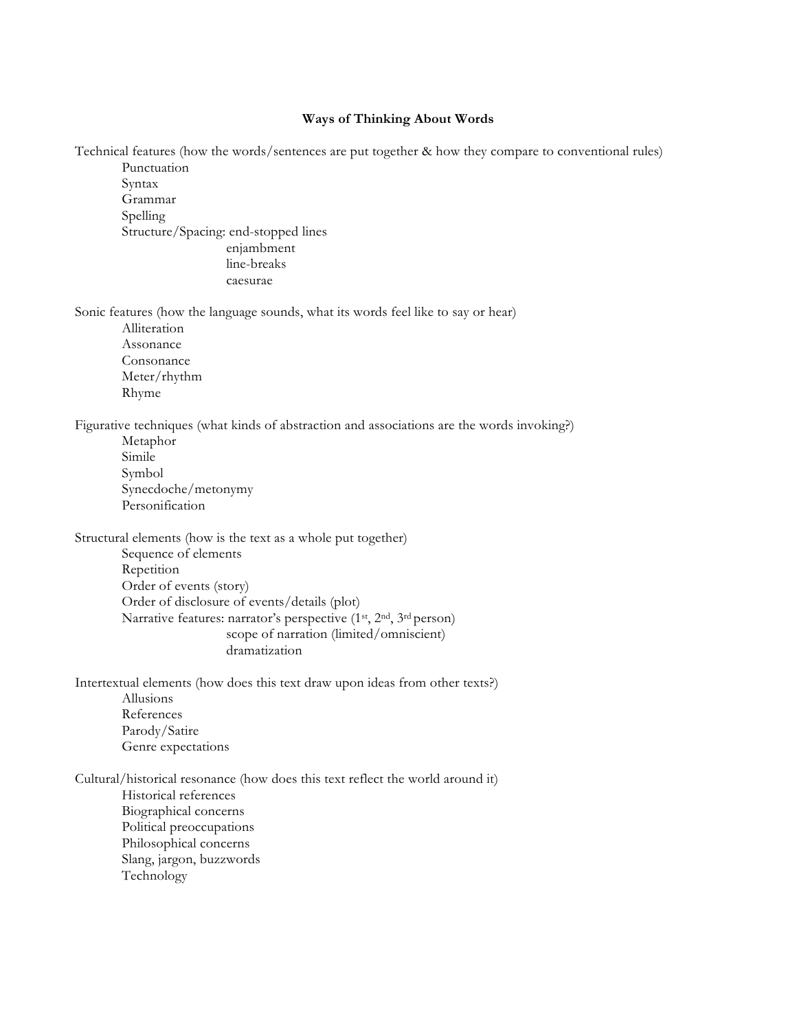## Ways of Thinking About Words

Technical features (how the words/sentences are put together & how they compare to conventional rules)

- Punctuation
- Syntax
- Grammar
- Spelling
- Structure/Spacing: end-stopped lines
  - enjambment
  - line-breaks
  - caesurae

Sonic features (how the language sounds, what its words feel like to say or hear)

- Alliteration
- Assonance
- Consonance
- Meter/rhythm
- Rhyme

Figurative techniques (what kinds of abstraction and associations are the words invoking?)

- Metaphor
- Simile
- Symbol
- Synecdoche/metonymy
- Personification

Structural elements (how is the text as a whole put together)

- Sequence of elements
- Repetition
- Order of events (story)
- Order of disclosure of events/details (plot)
- Narrative features: narrator's perspective (1st, 2nd, 3rd person)
  - scope of narration (limited/omniscient)
  - dramatization

Intertextual elements (how does this text draw upon ideas from other texts?)

- Allusions
- References
- Parody/Satire
- Genre expectations

Cultural/historical resonance (how does this text reflect the world around it)

- Historical references
- Biographical concerns
- Political preoccupations
- Philosophical concerns
- Slang, jargon, buzzwords
- Technology